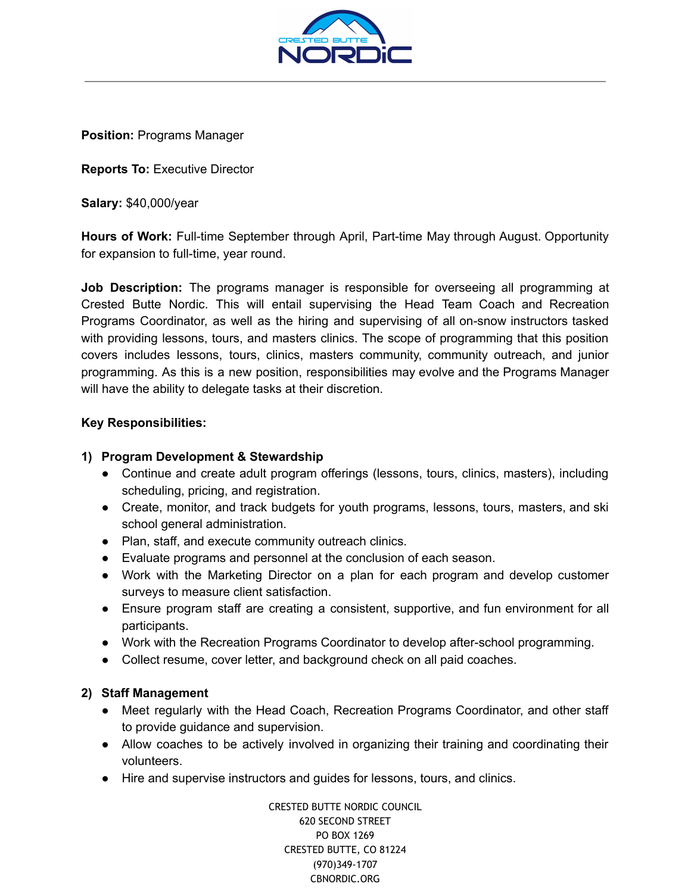**Position:** Programs Manager

**Reports To:** Executive Director

**Salary:** $40,000/year

**Hours of Work:** Full-time September through April, Part-time May through August. Opportunity for expansion to full-time, year round.

**Job Description:** The programs manager is responsible for overseeing all programming at Crested Butte Nordic. This will entail supervising the Head Team Coach and Recreation Programs Coordinator, as well as the hiring and supervising of all on-snow instructors tasked with providing lessons, tours, and masters clinics. The scope of programming that this position covers includes lessons, tours, clinics, masters community, community outreach, and junior programming. As this is a new position, responsibilities may evolve and the Programs Manager will have the ability to delegate tasks at their discretion.

**Key Responsibilities:**

1) **Program Development & Stewardship**
   - Continue and create adult program offerings (lessons, tours, clinics, masters), including scheduling, pricing, and registration.
   - Create, monitor, and track budgets for youth programs, lessons, tours, masters, and ski school general administration.
   - Plan, staff, and execute community outreach clinics.
   - Evaluate programs and personnel at the conclusion of each season.
   - Work with the Marketing Director on a plan for each program and develop customer surveys to measure client satisfaction.
   - Ensure program staff are creating a consistent, supportive, and fun environment for all participants.
   - Work with the Recreation Programs Coordinator to develop after-school programming.
   - Collect resume, cover letter, and background check on all paid coaches.

2) **Staff Management**
   - Meet regularly with the Head Coach, Recreation Programs Coordinator, and other staff to provide guidance and supervision.
   - Allow coaches to be actively involved in organizing their training and coordinating their volunteers.
   - Hire and supervise instructors and guides for lessons, tours, and clinics.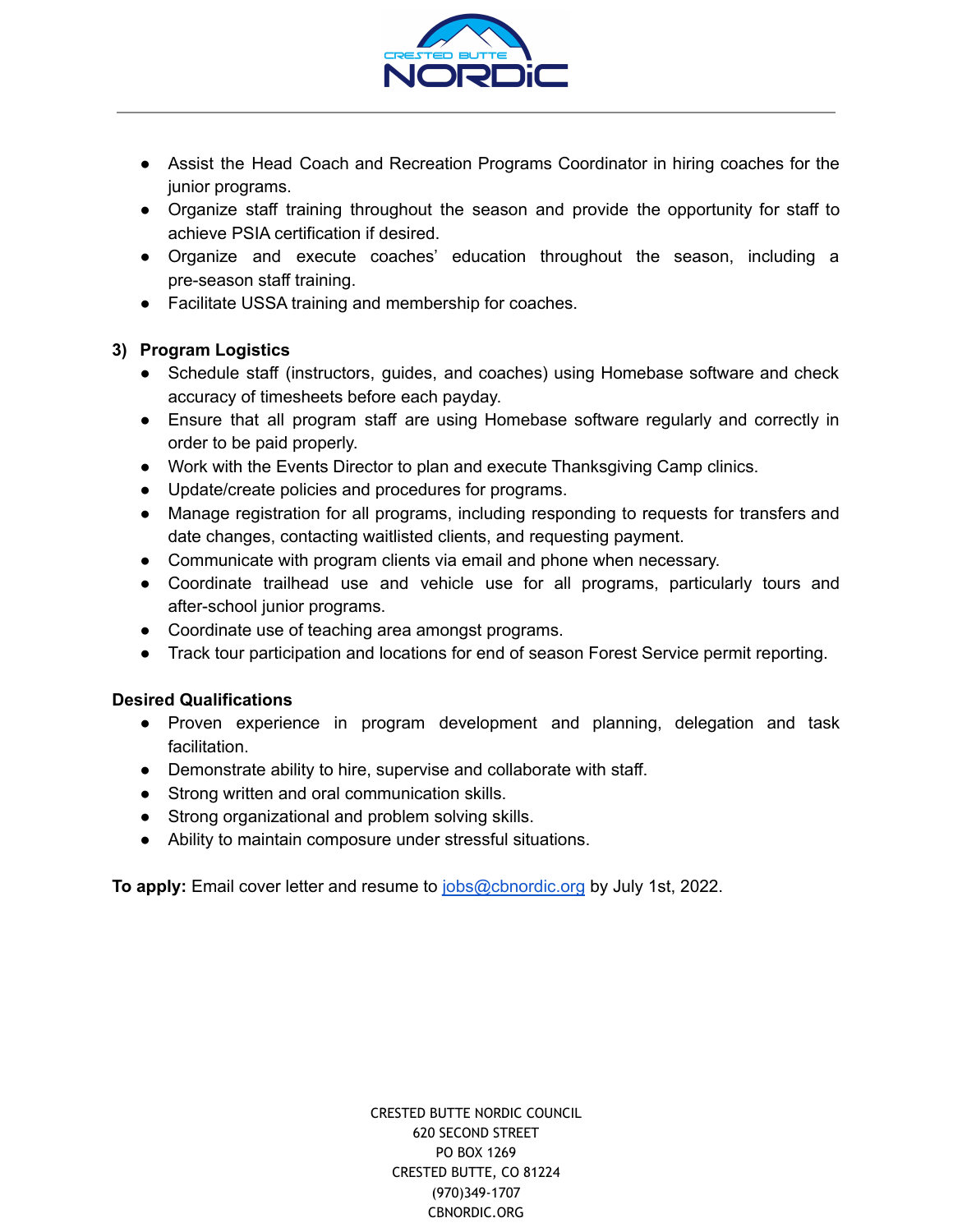- Assist the Head Coach and Recreation Programs Coordinator in hiring coaches for the junior programs.
- Organize staff training throughout the season and provide the opportunity for staff to achieve PSIA certification if desired.
- Organize and execute coaches' education throughout the season, including a pre-season staff training.
- Facilitate USSA training and membership for coaches.

**3) Program Logistics**

- Schedule staff (instructors, guides, and coaches) using Homebase software and check accuracy of timesheets before each payday.
- Ensure that all program staff are using Homebase software regularly and correctly in order to be paid properly.
- Work with the Events Director to plan and execute Thanksgiving Camp clinics.
- Update/create policies and procedures for programs.
- Manage registration for all programs, including responding to requests for transfers and date changes, contacting waitlisted clients, and requesting payment.
- Communicate with program clients via email and phone when necessary.
- Coordinate trailhead use and vehicle use for all programs, particularly tours and after-school junior programs.
- Coordinate use of teaching area amongst programs.
- Track tour participation and locations for end of season Forest Service permit reporting.

**Desired Qualifications**

- Proven experience in program development and planning, delegation and task facilitation.
- Demonstrate ability to hire, supervise and collaborate with staff.
- Strong written and oral communication skills.
- Strong organizational and problem solving skills.
- Ability to maintain composure under stressful situations.

**To apply:** Email cover letter and resume to jobs@cbnordic.org by July 1st, 2022.